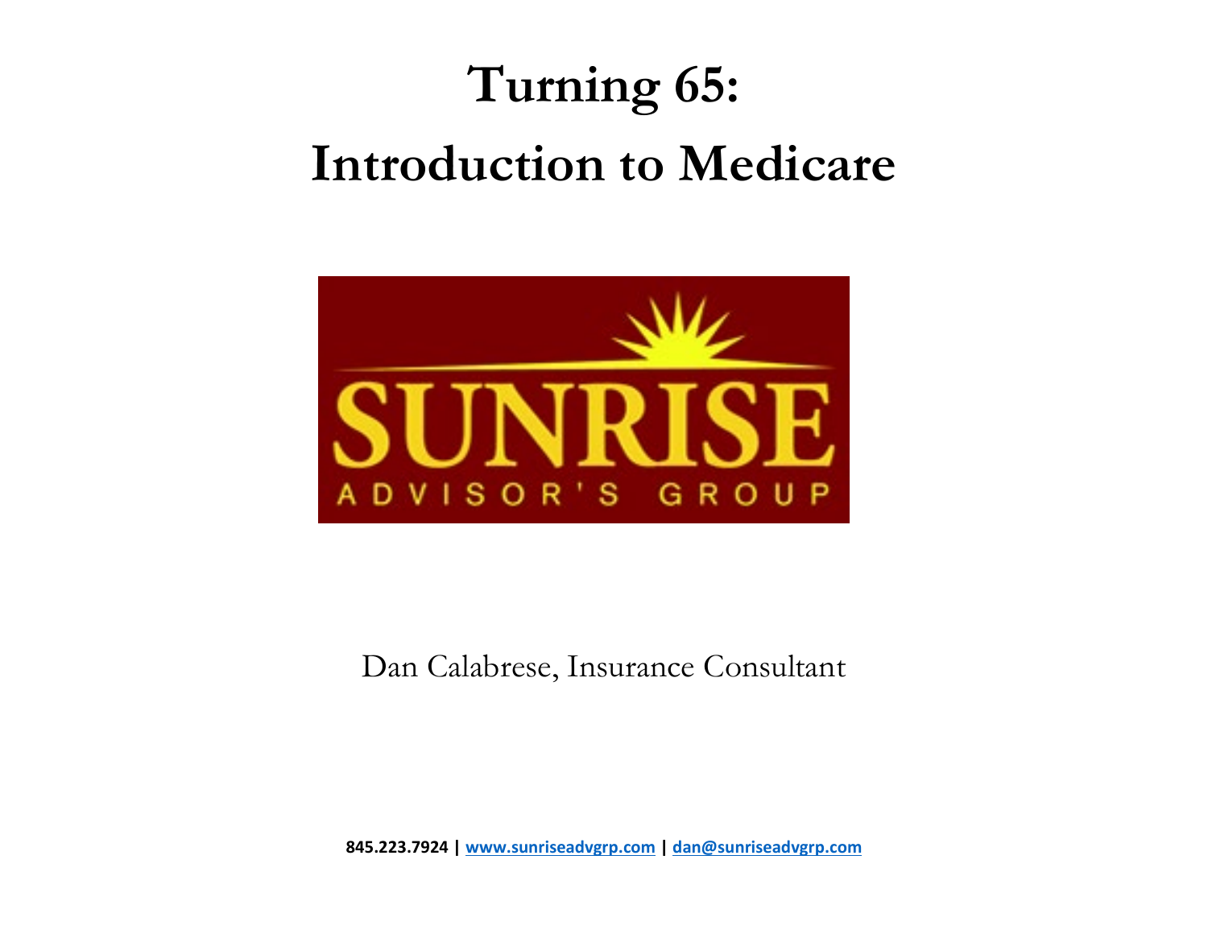# Turning 65:
# Introduction to Medicare

SUNRISE

ADVISOR'S GROUP

Dan Calabrese, Insurance Consultant

**845.223.7924 | [www.sunriseadvgrp.com](http://www.sunriseadvgrp.com) | [dan@sunriseadvgrp.com](mailto:dan@sunriseadvgrp.com)**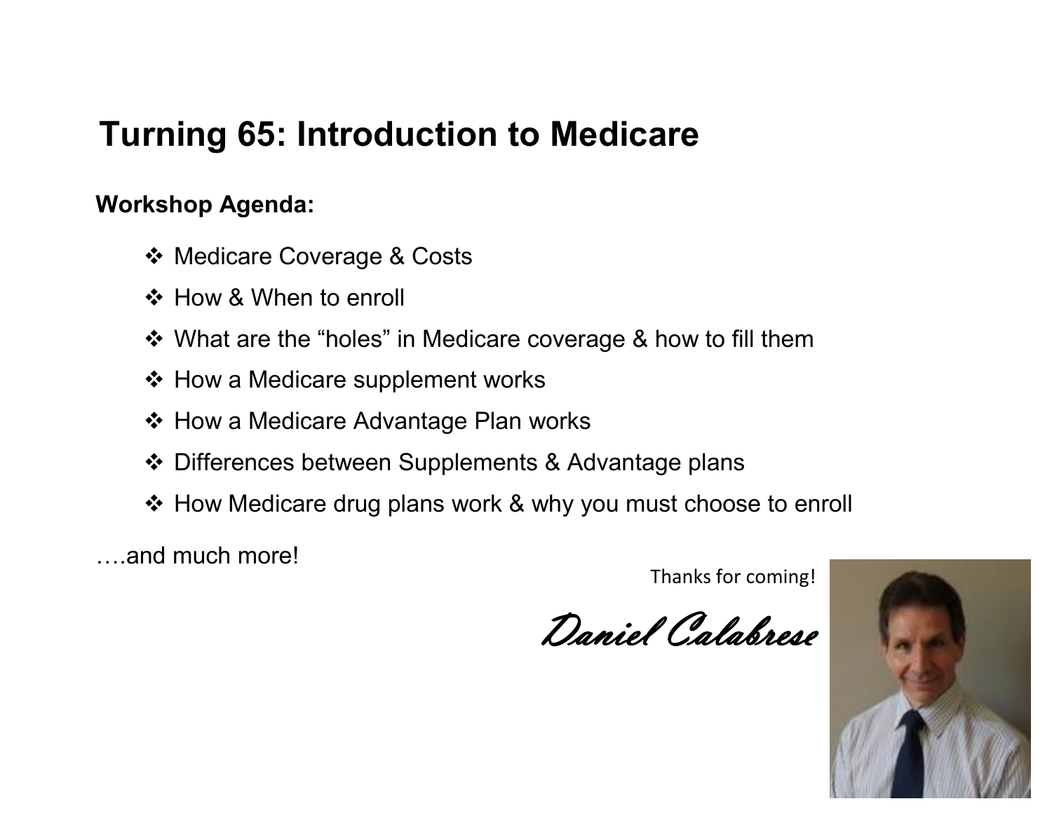# Turning 65: Introduction to Medicare

**Workshop Agenda:**

- Medicare Coverage & Costs
- How & When to enroll
- What are the "holes" in Medicare coverage & how to fill them
- How a Medicare supplement works
- How a Medicare Advantage Plan works
- Differences between Supplements & Advantage plans
- How Medicare drug plans work & why you must choose to enroll

….and much more!

Thanks for coming!

*Daniel Calabrese*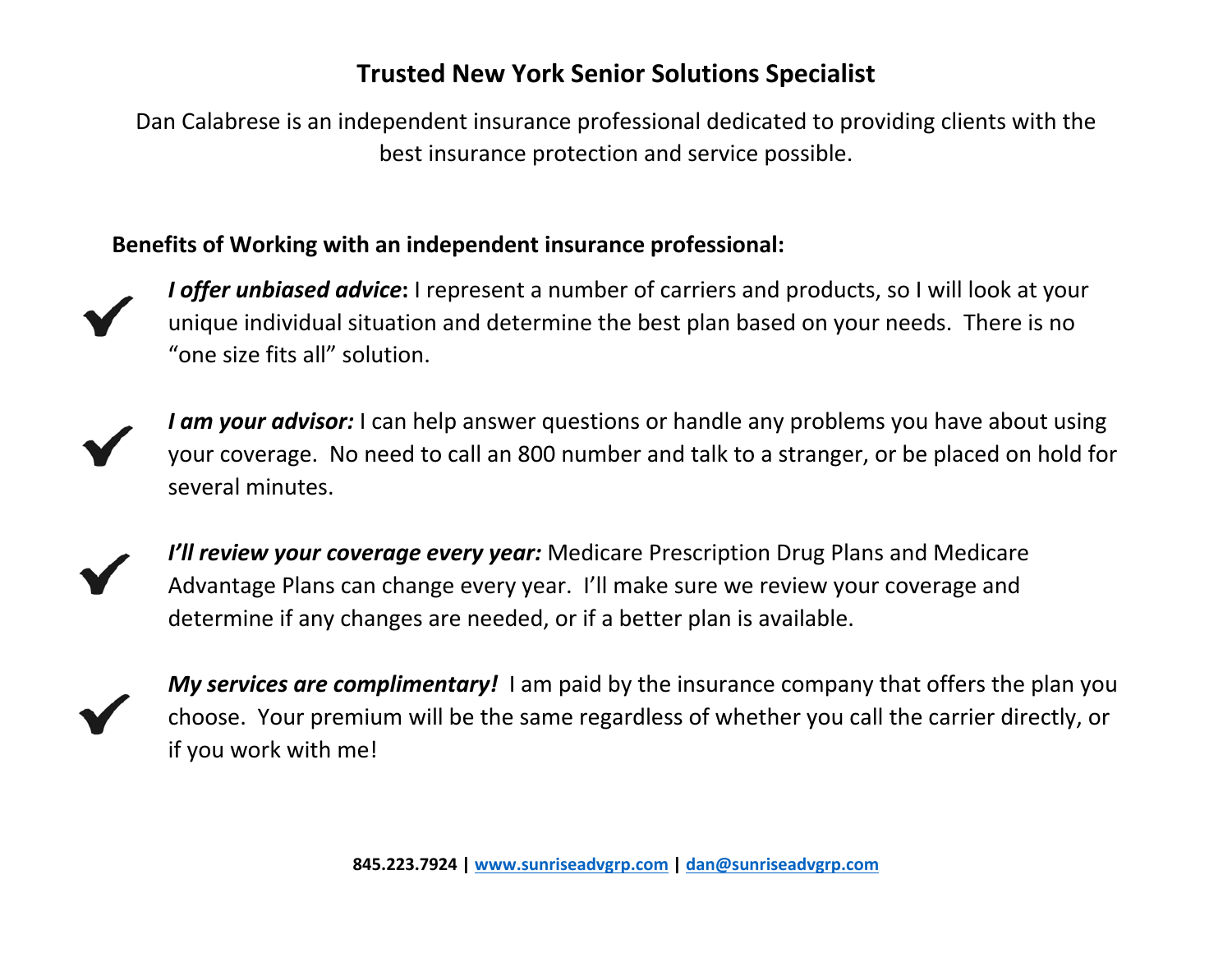# Trusted New York Senior Solutions Specialist

Dan Calabrese is an independent insurance professional dedicated to providing clients with the best insurance protection and service possible.

**Benefits of Working with an independent insurance professional:**

- ***I offer unbiased advice*:** I represent a number of carriers and products, so I will look at your unique individual situation and determine the best plan based on your needs. There is no "one size fits all" solution.

- ***I am your advisor:*** I can help answer questions or handle any problems you have about using your coverage. No need to call an 800 number and talk to a stranger, or be placed on hold for several minutes.

- ***I'll review your coverage every year:*** Medicare Prescription Drug Plans and Medicare Advantage Plans can change every year. I'll make sure we review your coverage and determine if any changes are needed, or if a better plan is available.

- ***My services are complimentary!*** I am paid by the insurance company that offers the plan you choose. Your premium will be the same regardless of whether you call the carrier directly, or if you work with me!

**845.223.7924 | [www.sunriseadvgrp.com](http://www.sunriseadvgrp.com) | [dan@sunriseadvgrp.com](mailto:dan@sunriseadvgrp.com)**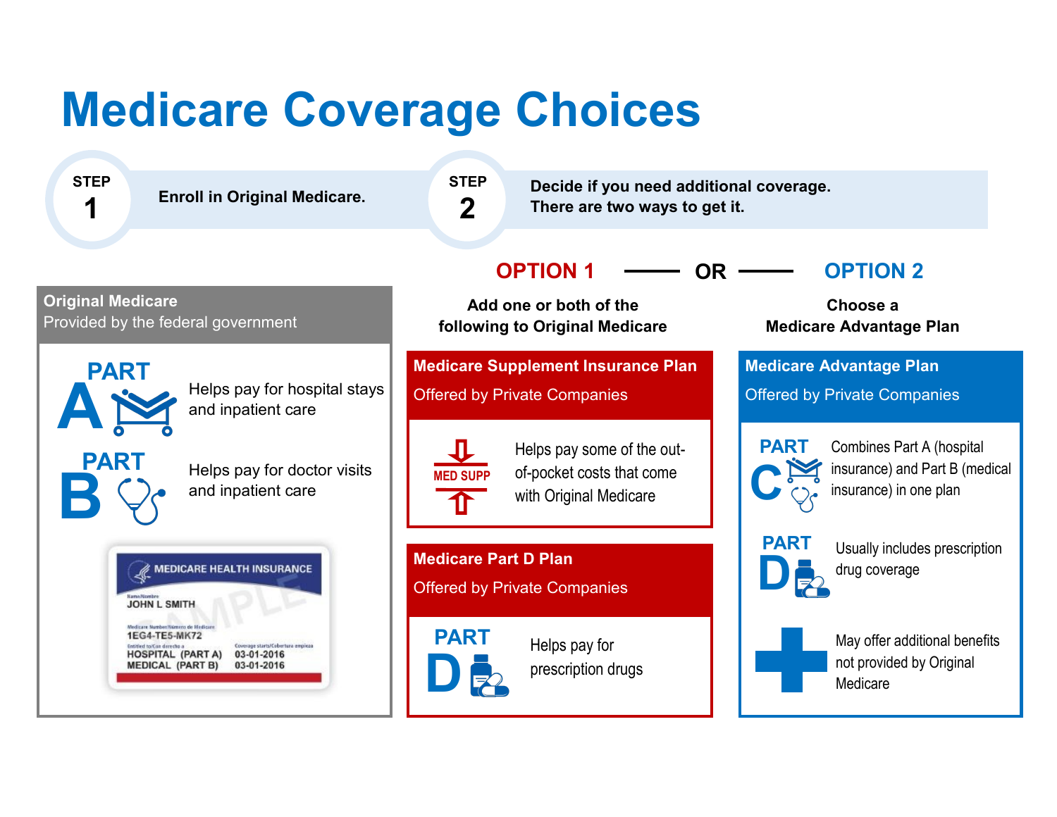# Medicare Coverage Choices

**STEP 1** — **Enroll in Original Medicare.**

**STEP 2** — **Decide if you need additional coverage. There are two ways to get it.**

## Original Medicare

Provided by the federal government

**PART A** — Helps pay for hospital stays and inpatient care

**PART B** — Helps pay for doctor visits and inpatient care

MEDICARE HEALTH INSURANCE
JOHN L SMITH
1EG4-TE5-MK72
HOSPITAL (PART A) 03-01-2016
MEDICAL (PART B) 03-01-2016
SAMPLE

## OPTION 1 — OR — OPTION 2

### OPTION 1

**Add one or both of the following to Original Medicare**

#### Medicare Supplement Insurance Plan

Offered by Private Companies

MED SUPP — Helps pay some of the out-of-pocket costs that come with Original Medicare

#### Medicare Part D Plan

Offered by Private Companies

**PART D** — Helps pay for prescription drugs

### OPTION 2

**Choose a Medicare Advantage Plan**

#### Medicare Advantage Plan

Offered by Private Companies

**PART C** — Combines Part A (hospital insurance) and Part B (medical insurance) in one plan

**PART D** — Usually includes prescription drug coverage

May offer additional benefits not provided by Original Medicare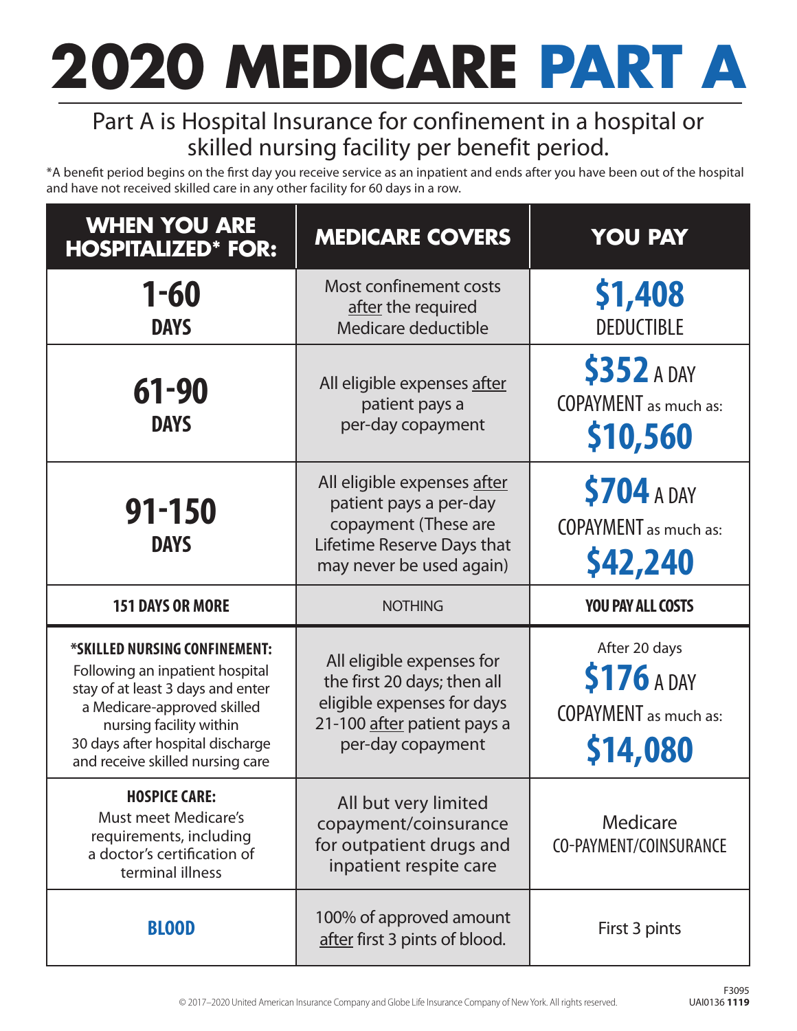# 2020 MEDICARE PART A

Part A is Hospital Insurance for confinement in a hospital or skilled nursing facility per benefit period.

*A benefit period begins on the first day you receive service as an inpatient and ends after you have been out of the hospital and have not received skilled care in any other facility for 60 days in a row.

| WHEN YOU ARE HOSPITALIZED* FOR: | MEDICARE COVERS | YOU PAY |
|---|---|---|
| **1-60 DAYS** | Most confinement costs after the required Medicare deductible | **$1,408** DEDUCTIBLE |
| **61-90 DAYS** | All eligible expenses after patient pays a per-day copayment | **$352** A DAY COPAYMENT as much as: **$10,560** |
| **91-150 DAYS** | All eligible expenses after patient pays a per-day copayment (These are Lifetime Reserve Days that may never be used again) | **$704** A DAY COPAYMENT as much as: **$42,240** |
| **151 DAYS OR MORE** | NOTHING | **YOU PAY ALL COSTS** |
| ***SKILLED NURSING CONFINEMENT:** Following an inpatient hospital stay of at least 3 days and enter a Medicare-approved skilled nursing facility within 30 days after hospital discharge and receive skilled nursing care | All eligible expenses for the first 20 days; then all eligible expenses for days 21-100 after patient pays a per-day copayment | After 20 days **$176** A DAY COPAYMENT as much as: **$14,080** |
| **HOSPICE CARE:** Must meet Medicare's requirements, including a doctor's certification of terminal illness | All but very limited copayment/coinsurance for outpatient drugs and inpatient respite care | Medicare CO-PAYMENT/COINSURANCE |
| **BLOOD** | 100% of approved amount after first 3 pints of blood. | First 3 pints |

© 2017–2020 United American Insurance Company and Globe Life Insurance Company of New York. All rights reserved.

F3095
UAI0136 **1119**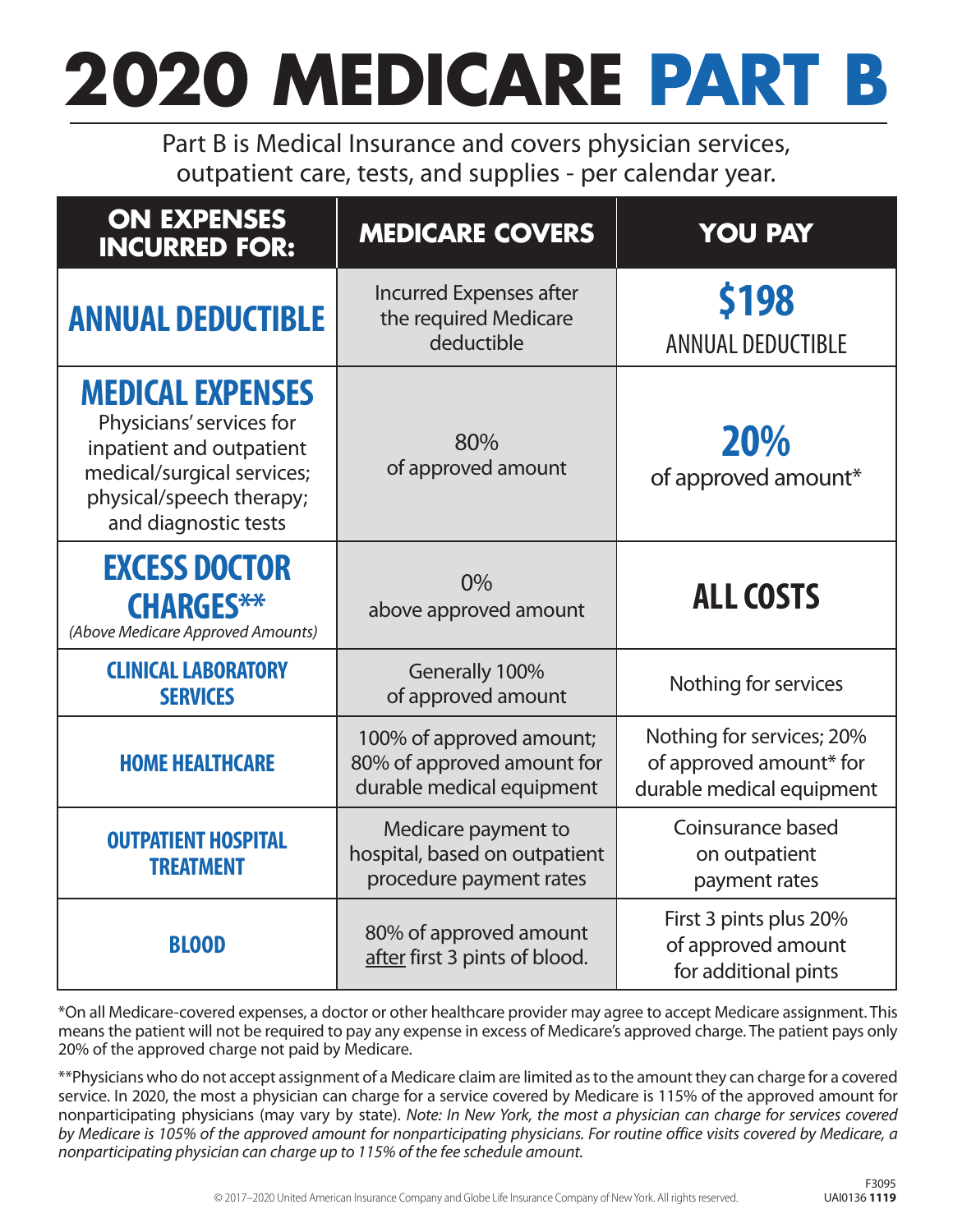# 2020 MEDICARE PART B

Part B is Medical Insurance and covers physician services, outpatient care, tests, and supplies - per calendar year.

| ON EXPENSES INCURRED FOR: | MEDICARE COVERS | YOU PAY |
|---|---|---|
| **ANNUAL DEDUCTIBLE** | Incurred Expenses after the required Medicare deductible | **$198** ANNUAL DEDUCTIBLE |
| **MEDICAL EXPENSES** Physicians' services for inpatient and outpatient medical/surgical services; physical/speech therapy; and diagnostic tests | 80% of approved amount | **20%** of approved amount* |
| **EXCESS DOCTOR CHARGES**** *(Above Medicare Approved Amounts)* | 0% above approved amount | **ALL COSTS** |
| **CLINICAL LABORATORY SERVICES** | Generally 100% of approved amount | Nothing for services |
| **HOME HEALTHCARE** | 100% of approved amount; 80% of approved amount for durable medical equipment | Nothing for services; 20% of approved amount* for durable medical equipment |
| **OUTPATIENT HOSPITAL TREATMENT** | Medicare payment to hospital, based on outpatient procedure payment rates | Coinsurance based on outpatient payment rates |
| **BLOOD** | 80% of approved amount after first 3 pints of blood. | First 3 pints plus 20% of approved amount for additional pints |

*On all Medicare-covered expenses, a doctor or other healthcare provider may agree to accept Medicare assignment. This means the patient will not be required to pay any expense in excess of Medicare's approved charge. The patient pays only 20% of the approved charge not paid by Medicare.

**Physicians who do not accept assignment of a Medicare claim are limited as to the amount they can charge for a covered service. In 2020, the most a physician can charge for a service covered by Medicare is 115% of the approved amount for nonparticipating physicians (may vary by state). *Note: In New York, the most a physician can charge for services covered by Medicare is 105% of the approved amount for nonparticipating physicians. For routine office visits covered by Medicare, a nonparticipating physician can charge up to 115% of the fee schedule amount.*

© 2017–2020 United American Insurance Company and Globe Life Insurance Company of New York. All rights reserved.

F3095
UAI0136 **1119**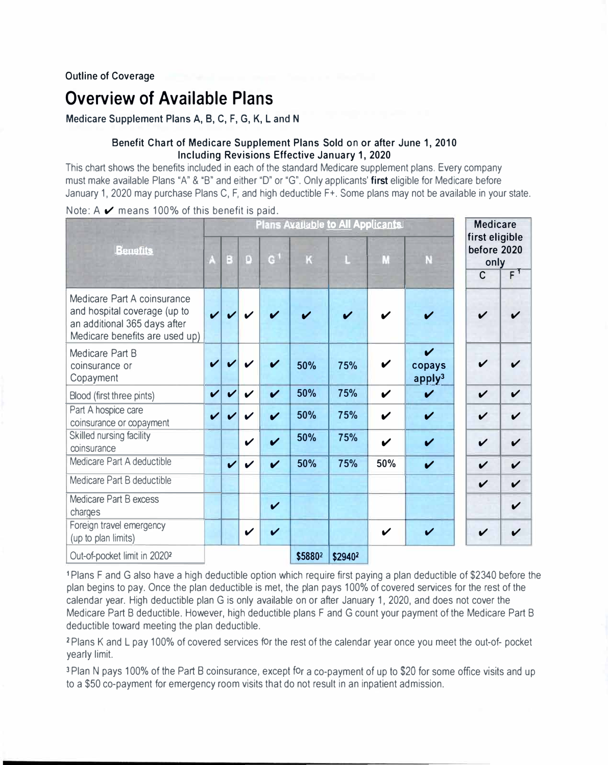Outline of Coverage

# Overview of Available Plans

**Medicare Supplement Plans A, B, C, F, G, K, L and N**

**Benefit Chart of Medicare Supplement Plans Sold on or after June 1, 2010**
**Including Revisions Effective January 1, 2020**

This chart shows the benefits included in each of the standard Medicare supplement plans. Every company must make available Plans "A" & "B" and either "D" or "G". Only applicants' **first** eligible for Medicare before January 1, 2020 may purchase Plans C, F, and high deductible F+. Some plans may not be available in your state.

Note: A ✔ means 100% of this benefit is paid.

| Benefits | Plans Available to All Applicants | | | | | | | | Medicare first eligible before 2020 only | |
|---|---|---|---|---|---|---|---|---|---|---|
| | A | B | D | G[1] | K | L | M | N | C | F[1] |
| Medicare Part A coinsurance and hospital coverage (up to an additional 365 days after Medicare benefits are used up) | ✔ | ✔ | ✔ | ✔ | ✔ | ✔ | ✔ | ✔ | ✔ | ✔ |
| Medicare Part B coinsurance or Copayment | ✔ | ✔ | ✔ | ✔ | 50% | 75% | ✔ | ✔ copays apply[3] | ✔ | ✔ |
| Blood (first three pints) | ✔ | ✔ | ✔ | ✔ | 50% | 75% | ✔ | ✔ | ✔ | ✔ |
| Part A hospice care coinsurance or copayment | ✔ | ✔ | ✔ | ✔ | 50% | 75% | ✔ | ✔ | ✔ | ✔ |
| Skilled nursing facility coinsurance | | | ✔ | ✔ | 50% | 75% | ✔ | ✔ | ✔ | ✔ |
| Medicare Part A deductible | | ✔ | ✔ | ✔ | 50% | 75% | 50% | ✔ | ✔ | ✔ |
| Medicare Part B deductible | | | | | | | | | ✔ | ✔ |
| Medicare Part B excess charges | | | | ✔ | | | | | | ✔ |
| Foreign travel emergency (up to plan limits) | | | ✔ | ✔ | | | ✔ | ✔ | ✔ | ✔ |
| Out-of-pocket limit in 2020[2] | | | | | \$5880[2] | \$2940[2] | | | | |

[1] Plans F and G also have a high deductible option which require first paying a plan deductible of \$2340 before the plan begins to pay. Once the plan deductible is met, the plan pays 100% of covered services for the rest of the calendar year. High deductible plan G is only available on or after January 1, 2020, and does not cover the Medicare Part B deductible. However, high deductible plans F and G count your payment of the Medicare Part B deductible toward meeting the plan deductible.

[2] Plans K and L pay 100% of covered services for the rest of the calendar year once you meet the out-of- pocket yearly limit.

[3] Plan N pays 100% of the Part B coinsurance, except for a co-payment of up to \$20 for some office visits and up to a \$50 co-payment for emergency room visits that do not result in an inpatient admission.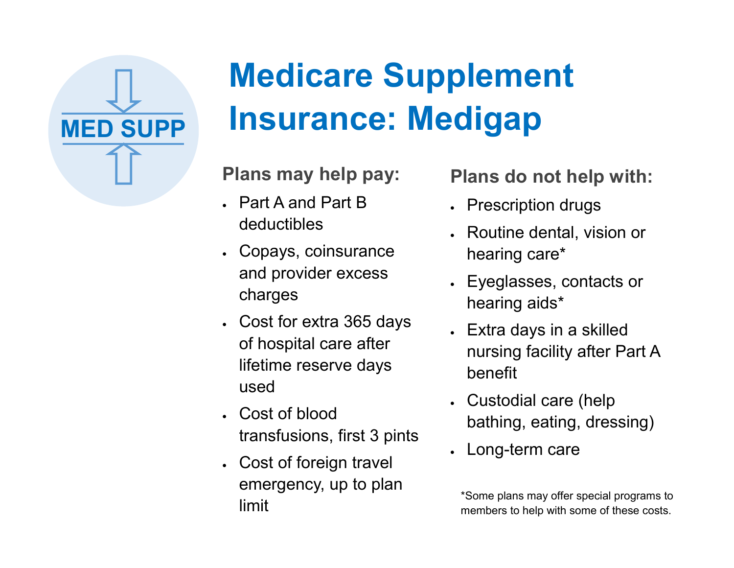MED SUPP

# Medicare Supplement Insurance: Medigap

### Plans may help pay:

- Part A and Part B deductibles
- Copays, coinsurance and provider excess charges
- Cost for extra 365 days of hospital care after lifetime reserve days used
- Cost of blood transfusions, first 3 pints
- Cost of foreign travel emergency, up to plan limit

### Plans do not help with:

- Prescription drugs
- Routine dental, vision or hearing care*
- Eyeglasses, contacts or hearing aids*
- Extra days in a skilled nursing facility after Part A benefit
- Custodial care (help bathing, eating, dressing)
- Long-term care

*Some plans may offer special programs to members to help with some of these costs.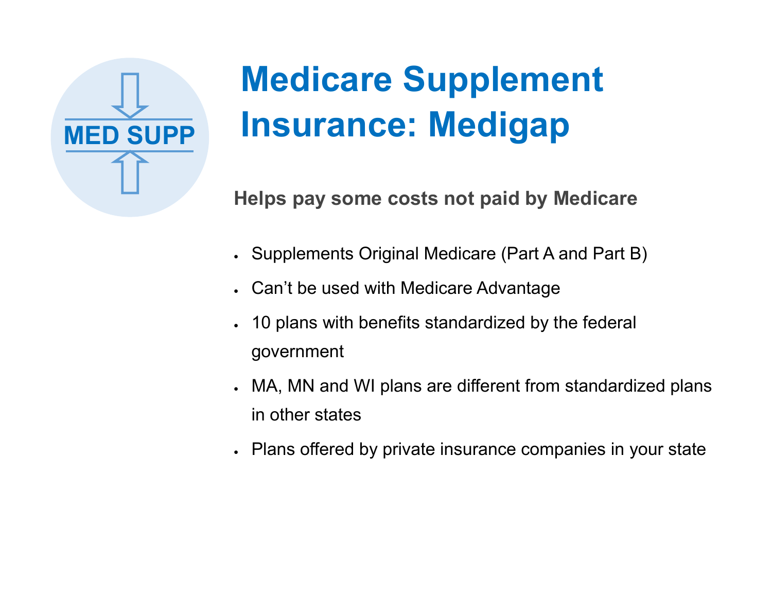MED SUPP

# Medicare Supplement Insurance: Medigap

**Helps pay some costs not paid by Medicare**

- Supplements Original Medicare (Part A and Part B)
- Can't be used with Medicare Advantage
- 10 plans with benefits standardized by the federal government
- MA, MN and WI plans are different from standardized plans in other states
- Plans offered by private insurance companies in your state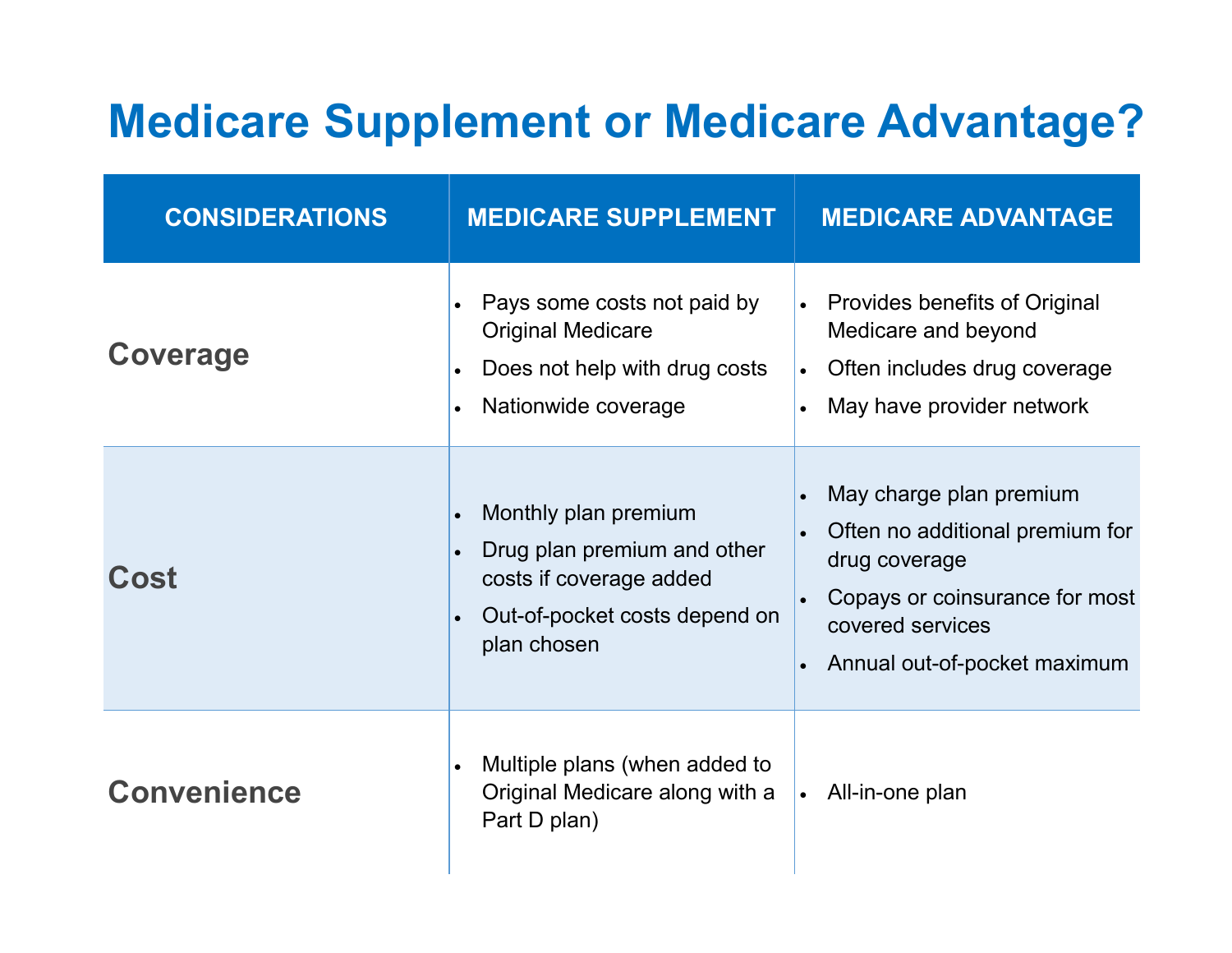# Medicare Supplement or Medicare Advantage?

| CONSIDERATIONS | MEDICARE SUPPLEMENT | MEDICARE ADVANTAGE |
|---|---|---|
| **Coverage** | • Pays some costs not paid by Original Medicare<br>• Does not help with drug costs<br>• Nationwide coverage | • Provides benefits of Original Medicare and beyond<br>• Often includes drug coverage<br>• May have provider network |
| **Cost** | • Monthly plan premium<br>• Drug plan premium and other costs if coverage added<br>• Out-of-pocket costs depend on plan chosen | • May charge plan premium<br>• Often no additional premium for drug coverage<br>• Copays or coinsurance for most covered services<br>• Annual out-of-pocket maximum |
| **Convenience** | • Multiple plans (when added to Original Medicare along with a Part D plan) | • All-in-one plan |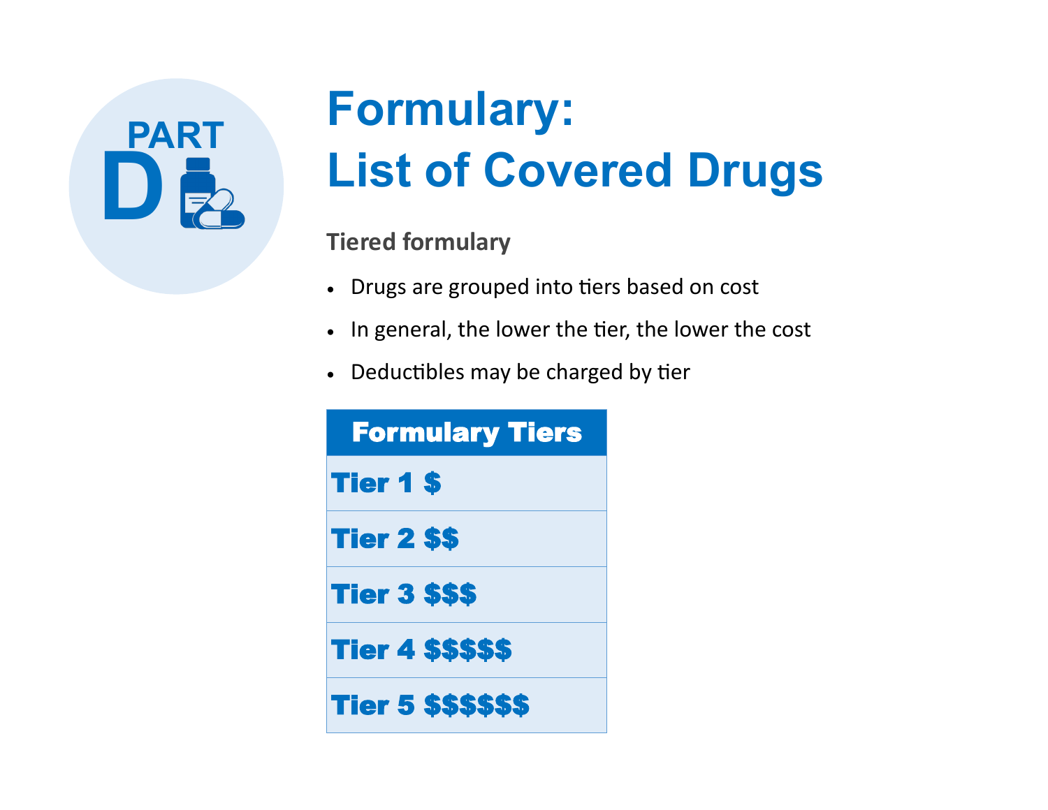# Formulary: List of Covered Drugs

### Tiered formulary

- Drugs are grouped into tiers based on cost
- In general, the lower the tier, the lower the cost
- Deductibles may be charged by tier

| Formulary Tiers |
| --- |
| Tier 1 $ |
| Tier 2 $$ |
| Tier 3 $$$ |
| Tier 4 $$$$$ |
| Tier 5 $$$$$$ |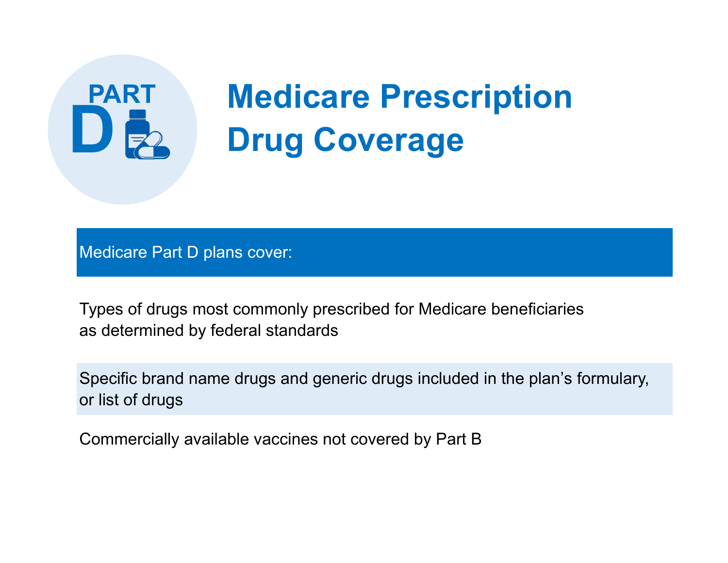# Medicare Prescription Drug Coverage

| Medicare Part D plans cover: |
| --- |
| Types of drugs most commonly prescribed for Medicare beneficiaries as determined by federal standards |
| Specific brand name drugs and generic drugs included in the plan's formulary, or list of drugs |
| Commercially available vaccines not covered by Part B |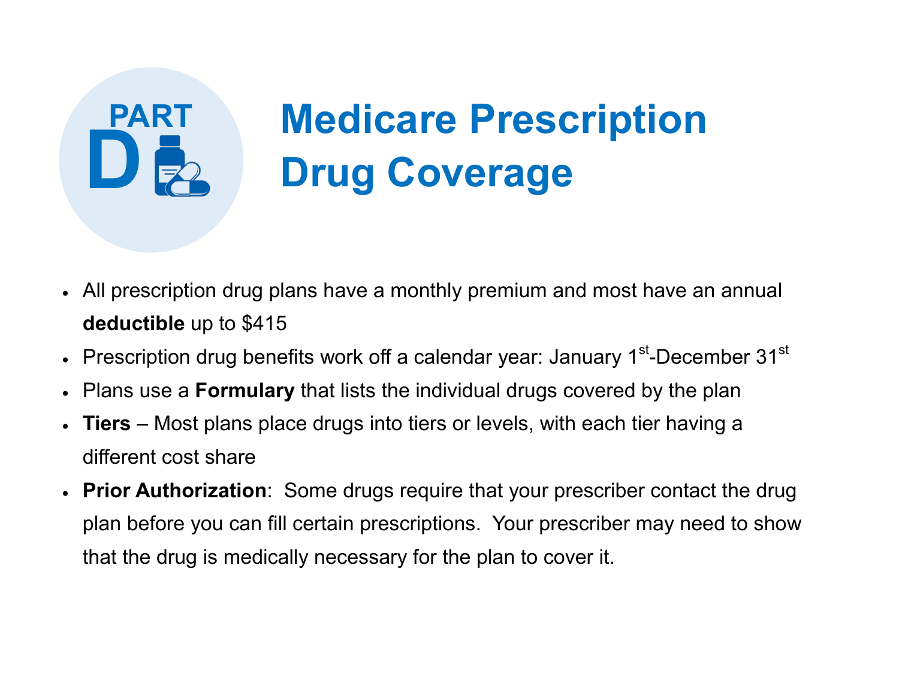# Medicare Prescription Drug Coverage

- All prescription drug plans have a monthly premium and most have an annual **deductible** up to $415
- Prescription drug benefits work off a calendar year: January 1st-December 31st
- Plans use a **Formulary** that lists the individual drugs covered by the plan
- **Tiers** – Most plans place drugs into tiers or levels, with each tier having a different cost share
- **Prior Authorization**: Some drugs require that your prescriber contact the drug plan before you can fill certain prescriptions. Your prescriber may need to show that the drug is medically necessary for the plan to cover it.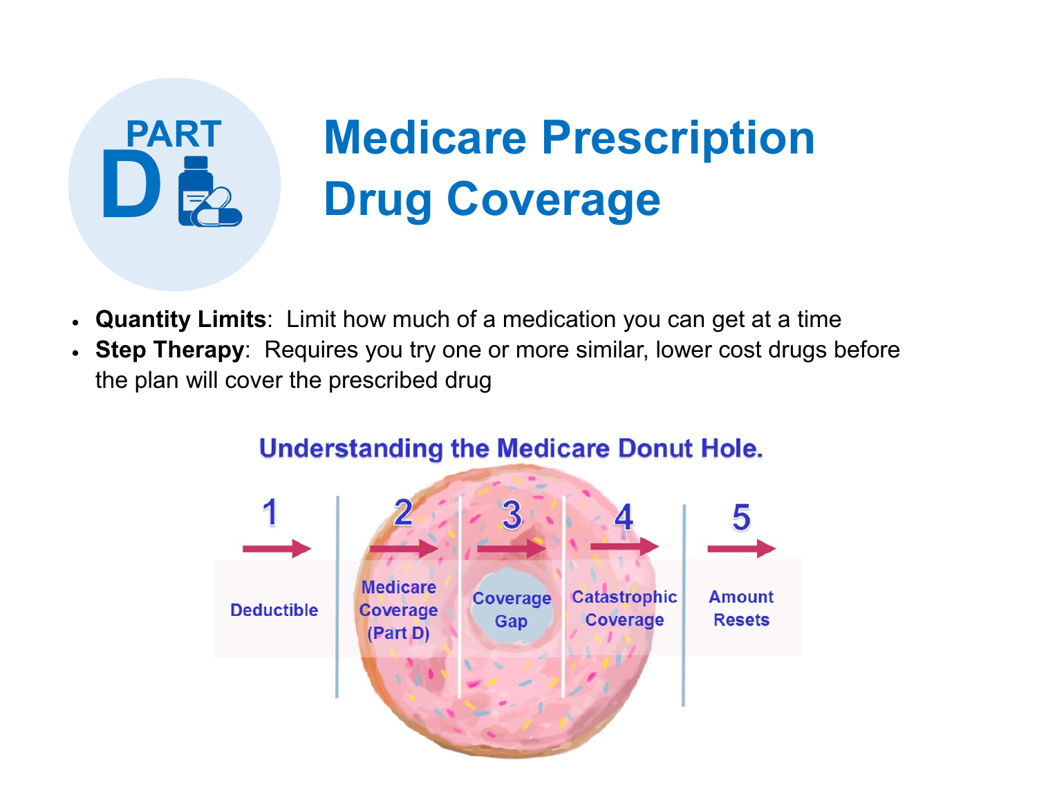# Medicare Prescription Drug Coverage

- **Quantity Limits**: Limit how much of a medication you can get at a time
- **Step Therapy**: Requires you try one or more similar, lower cost drugs before the plan will cover the prescribed drug

**Understanding the Medicare Donut Hole.**

1. Deductible
2. Medicare Coverage (Part D)
3. Coverage Gap
4. Catastrophic Coverage
5. Amount Resets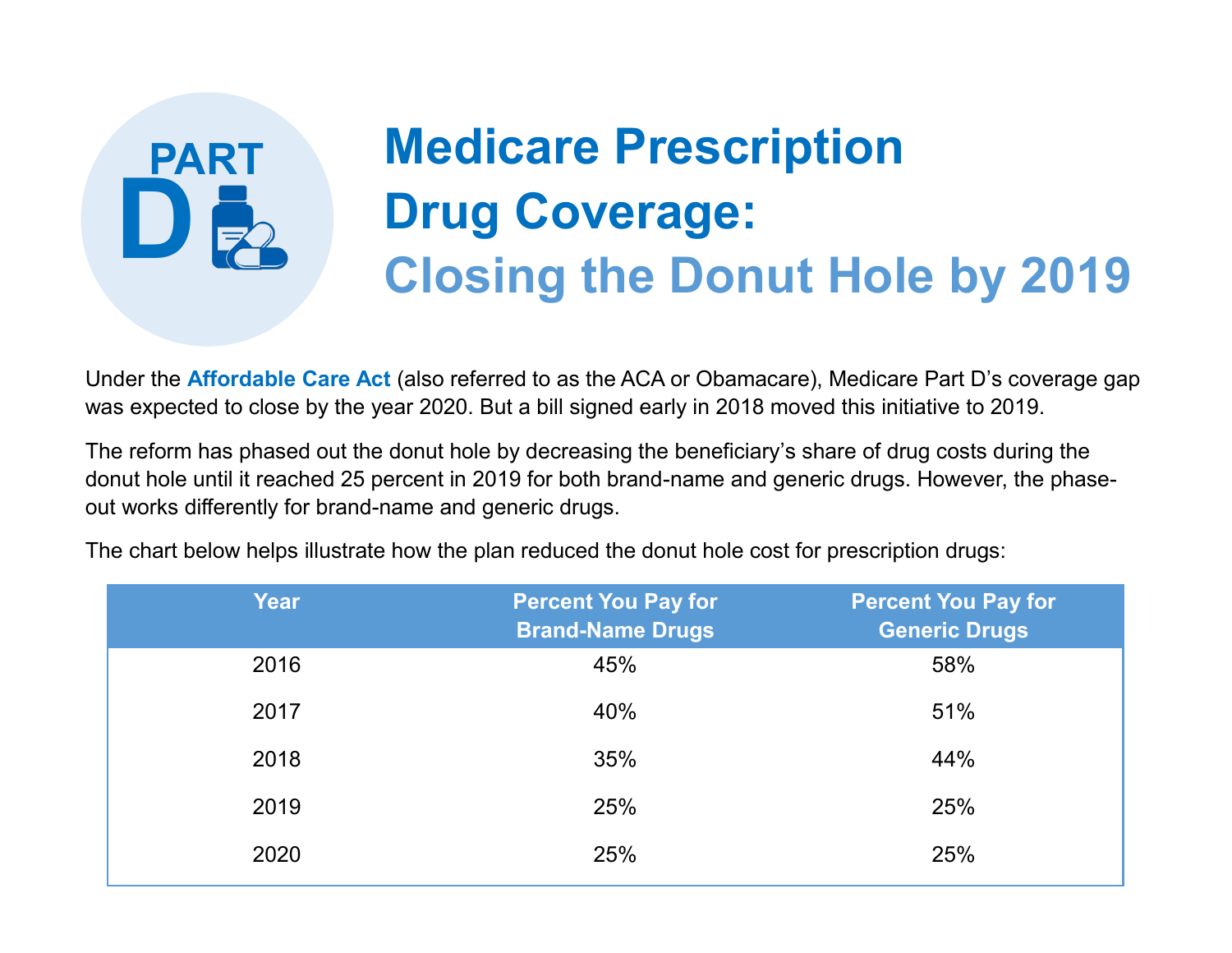# Medicare Prescription Drug Coverage: Closing the Donut Hole by 2019

Under the **Affordable Care Act** (also referred to as the ACA or Obamacare), Medicare Part D's coverage gap was expected to close by the year 2020. But a bill signed early in 2018 moved this initiative to 2019.

The reform has phased out the donut hole by decreasing the beneficiary's share of drug costs during the donut hole until it reached 25 percent in 2019 for both brand-name and generic drugs. However, the phase-out works differently for brand-name and generic drugs.

The chart below helps illustrate how the plan reduced the donut hole cost for prescription drugs:

| Year | Percent You Pay for Brand-Name Drugs | Percent You Pay for Generic Drugs |
|---|---|---|
| 2016 | 45% | 58% |
| 2017 | 40% | 51% |
| 2018 | 35% | 44% |
| 2019 | 25% | 25% |
| 2020 | 25% | 25% |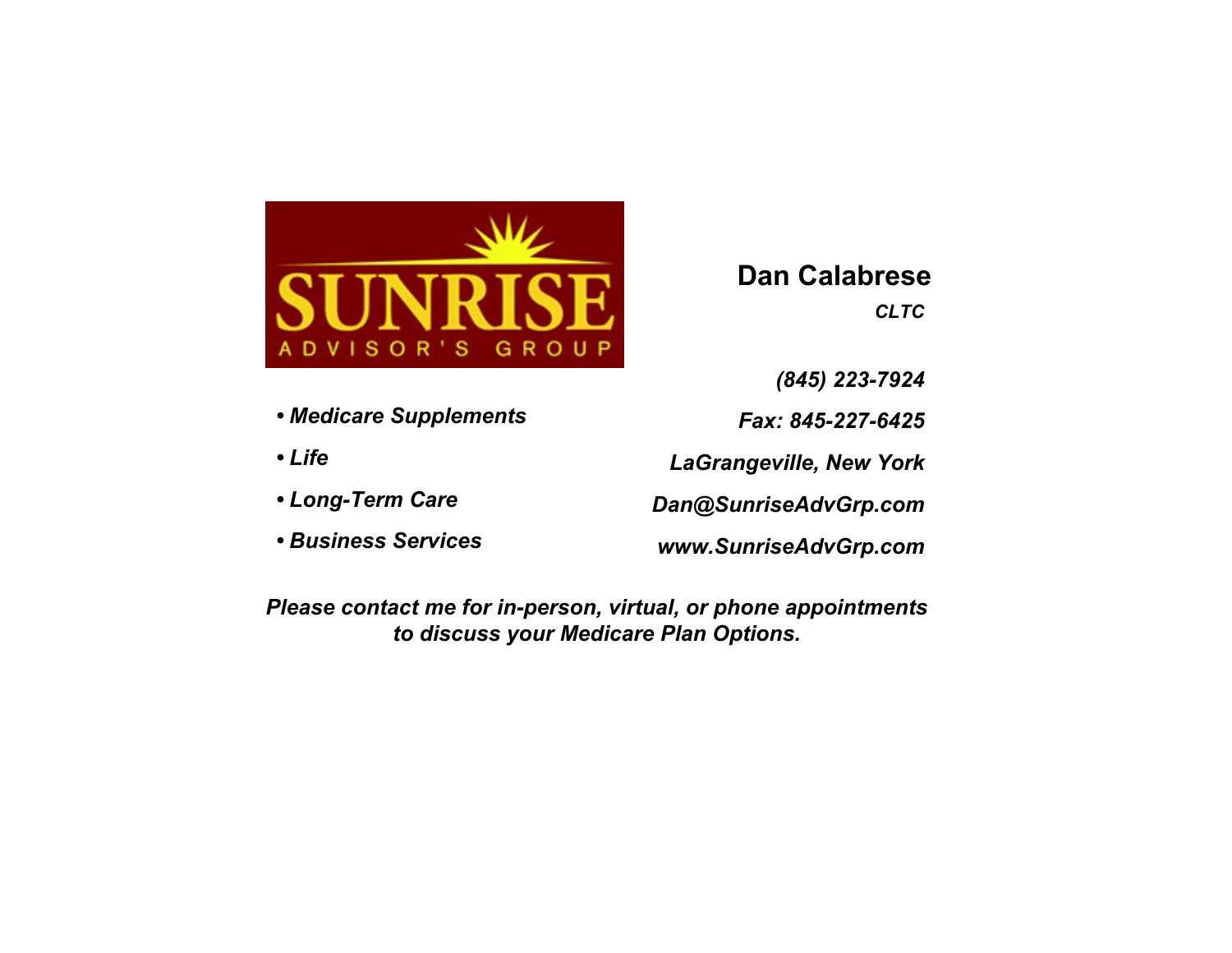SUNRISE

ADVISOR'S GROUP

**Dan Calabrese**

***CLTC***

***(845) 223-7924***

***Fax: 845-227-6425***

***LaGrangeville, New York***

***Dan@SunriseAdvGrp.com***

***www.SunriseAdvGrp.com***

- ***Medicare Supplements***
- ***Life***
- ***Long-Term Care***
- ***Business Services***

***Please contact me for in-person, virtual, or phone appointments to discuss your Medicare Plan Options.***